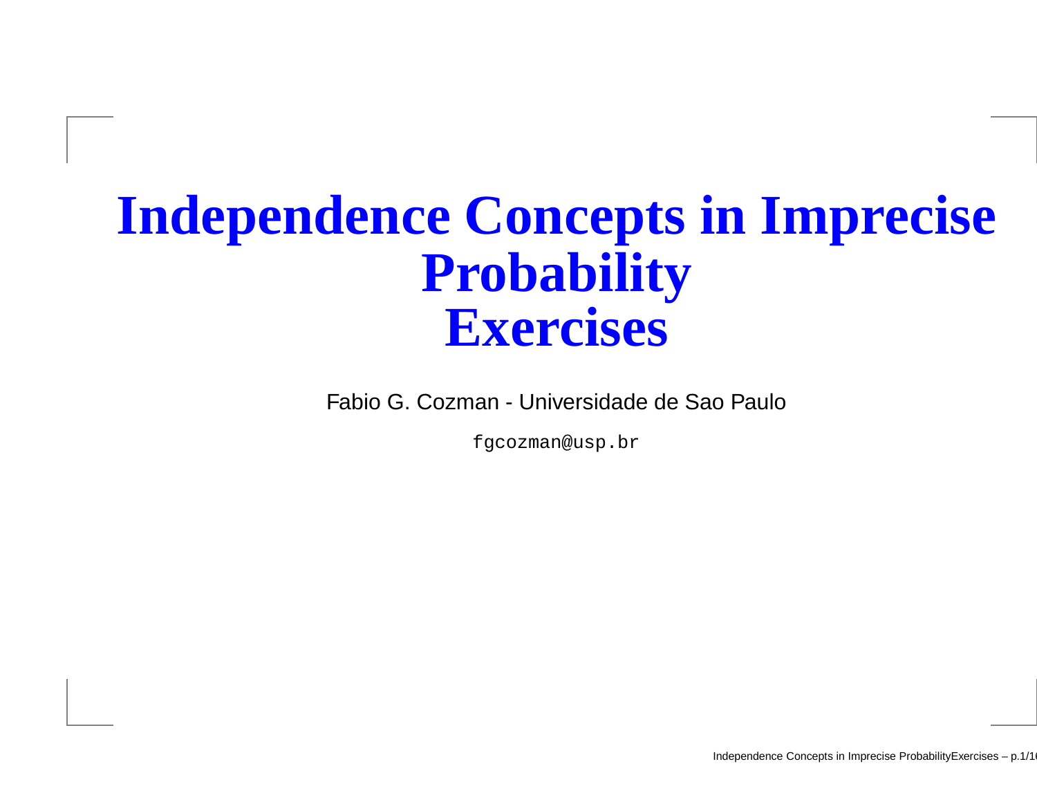# Independence Concepts in Imprecise Probability
# Exercises

Fabio G. Cozman - Universidade de Sao Paulo

fgcozman@usp.br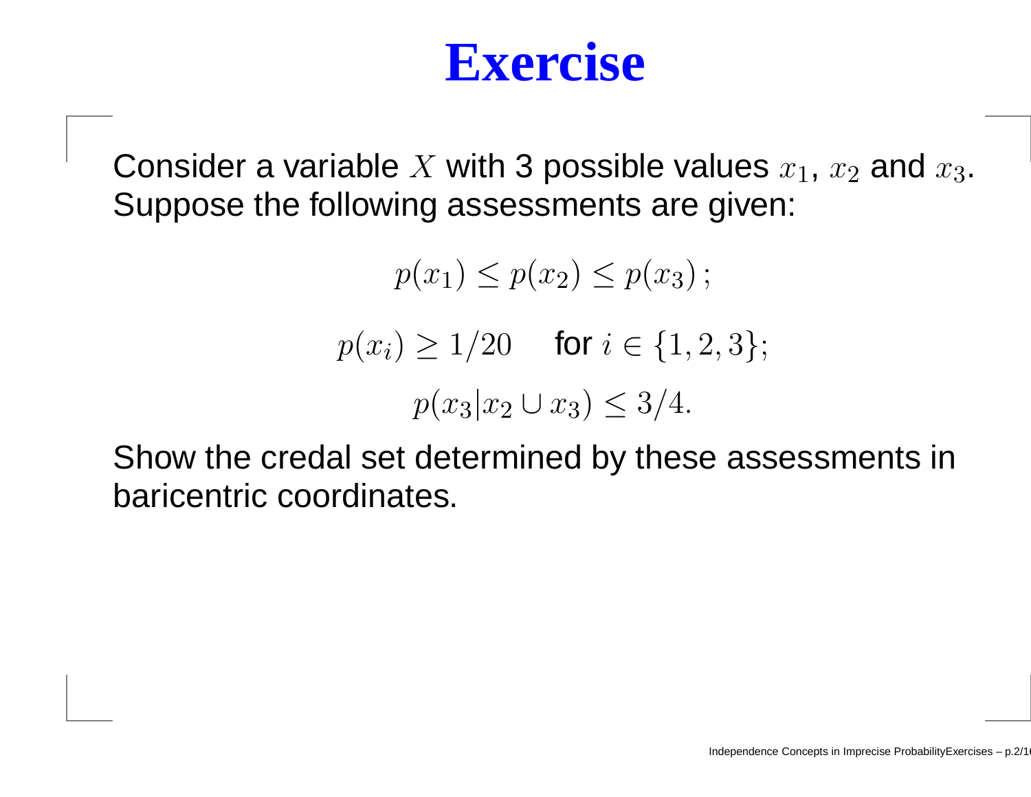# Exercise

Consider a variable $X$ with 3 possible values $x_1$, $x_2$ and $x_3$. Suppose the following assessments are given:

$$p(x_1) \leq p(x_2) \leq p(x_3)\,;$$

$$p(x_i) \geq 1/20 \quad \text{for } i \in \{1, 2, 3\};$$

$$p(x_3 | x_2 \cup x_3) \leq 3/4.$$

Show the credal set determined by these assessments in baricentric coordinates.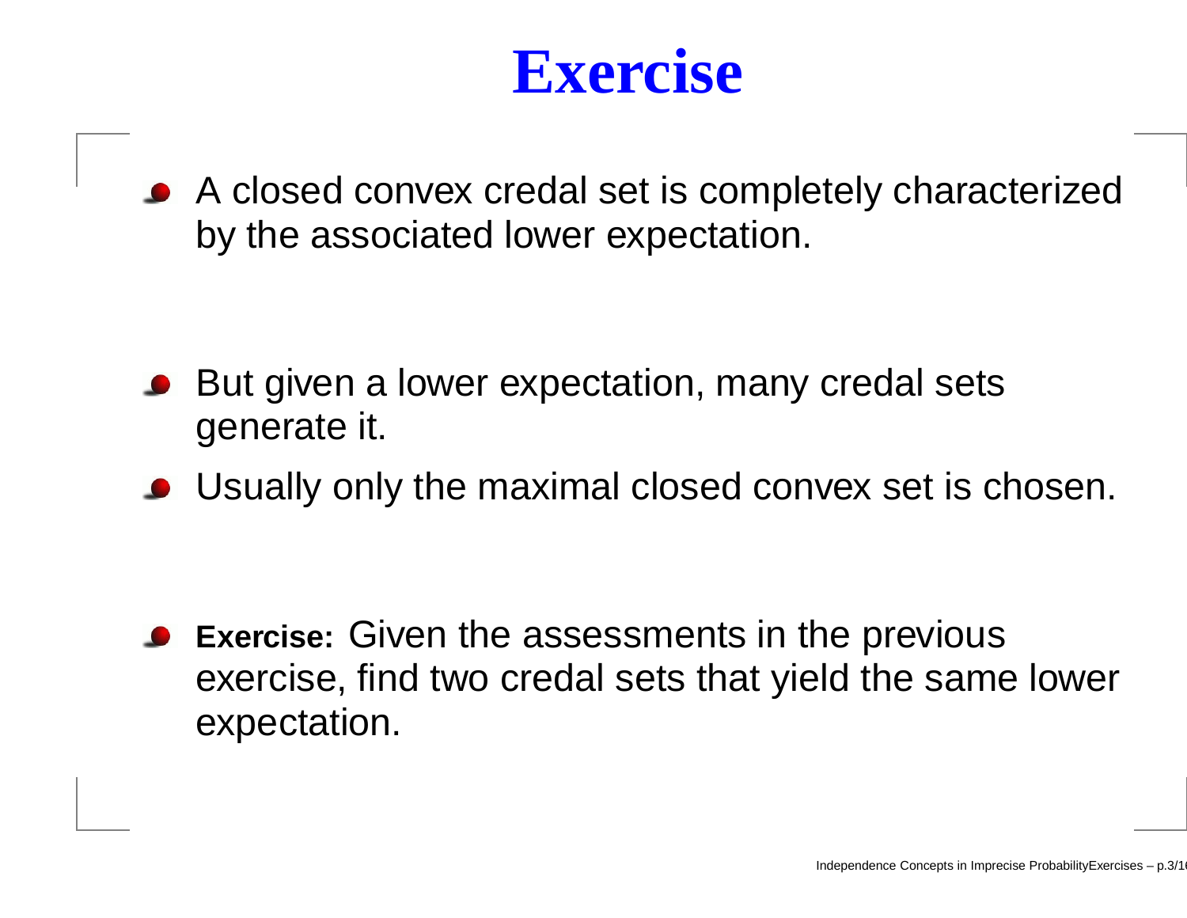# Exercise

- A closed convex credal set is completely characterized by the associated lower expectation.

- But given a lower expectation, many credal sets generate it.
- Usually only the maximal closed convex set is chosen.

- **Exercise:** Given the assessments in the previous exercise, find two credal sets that yield the same lower expectation.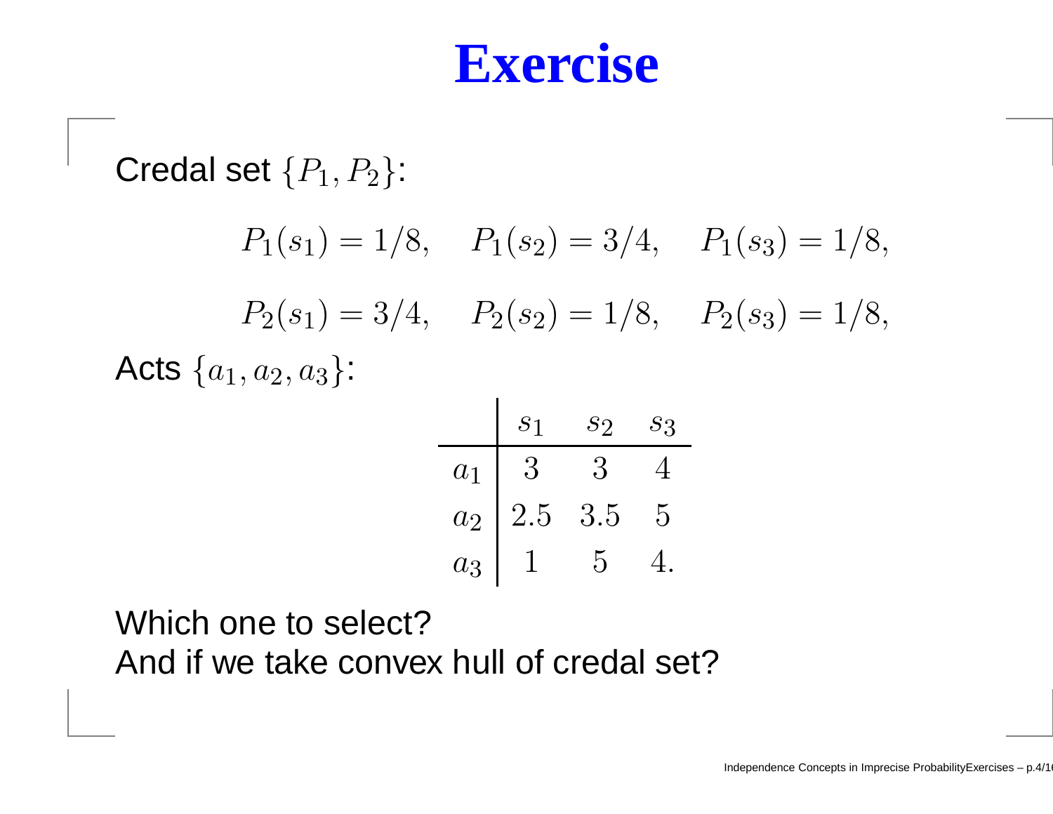# Exercise

Credal set $\{P_1, P_2\}$:

$$P_1(s_1) = 1/8, \quad P_1(s_2) = 3/4, \quad P_1(s_3) = 1/8,$$

$$P_2(s_1) = 3/4, \quad P_2(s_2) = 1/8, \quad P_2(s_3) = 1/8,$$

Acts $\{a_1, a_2, a_3\}$:

| | $s_1$ | $s_2$ | $s_3$ |
|---|---|---|---|
| $a_1$ | $3$ | $3$ | $4$ |
| $a_2$ | $2.5$ | $3.5$ | $5$ |
| $a_3$ | $1$ | $5$ | $4.$ |

Which one to select?
And if we take convex hull of credal set?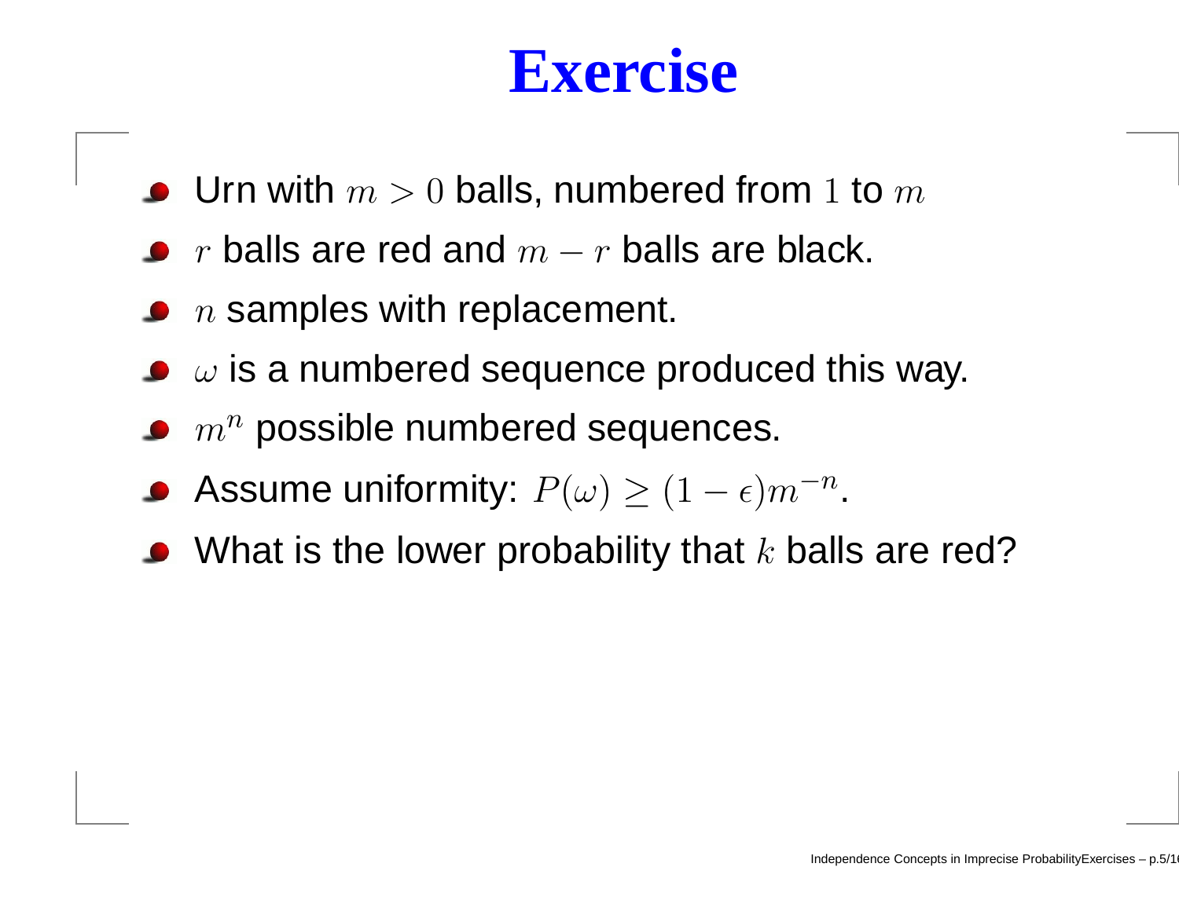# Exercise

- Urn with $m > 0$ balls, numbered from $1$ to $m$
- $r$ balls are red and $m - r$ balls are black.
- $n$ samples with replacement.
- $\omega$ is a numbered sequence produced this way.
- $m^n$ possible numbered sequences.
- Assume uniformity: $P(\omega) \geq (1 - \epsilon)m^{-n}$.
- What is the lower probability that $k$ balls are red?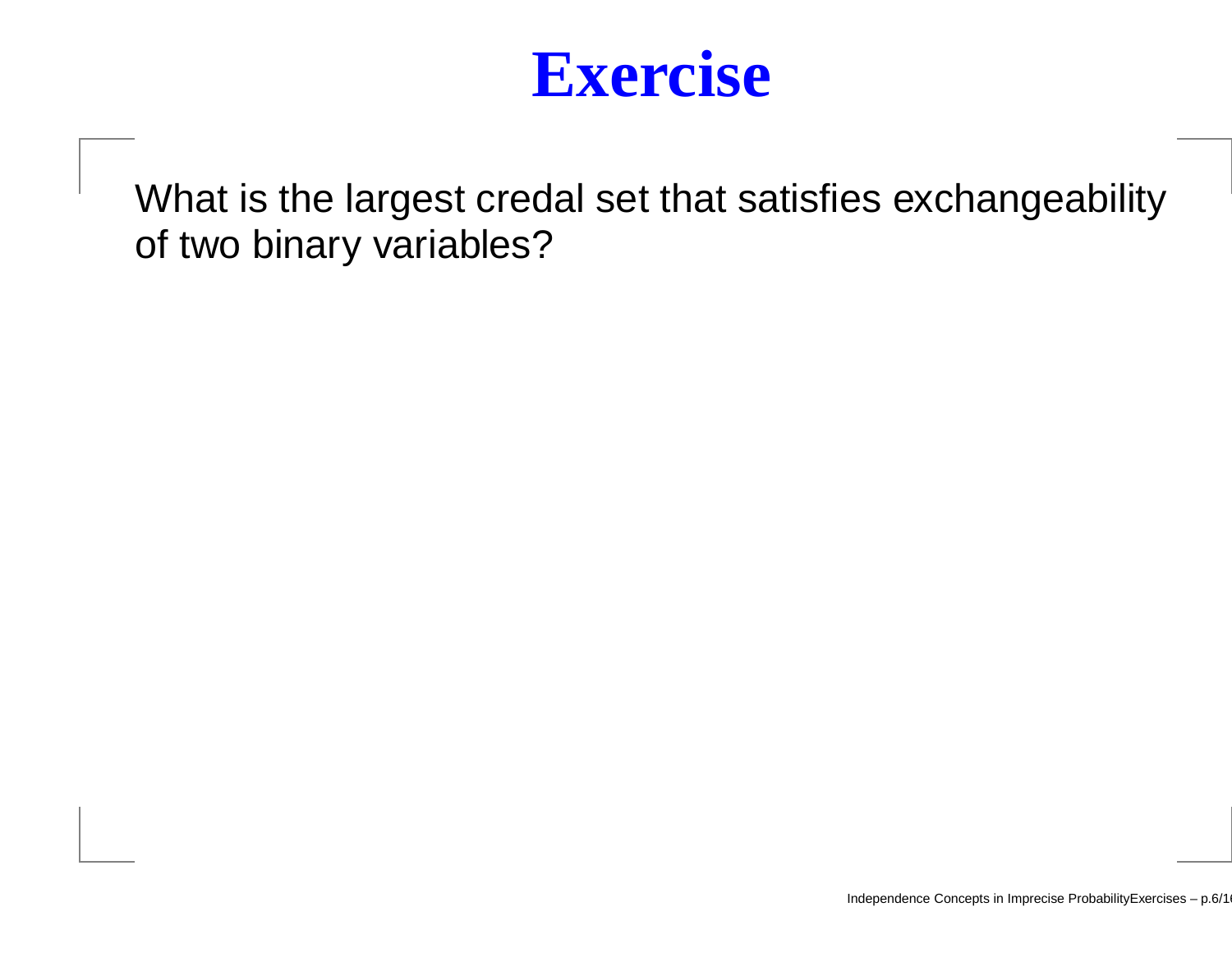# Exercise

What is the largest credal set that satisfies exchangeability of two binary variables?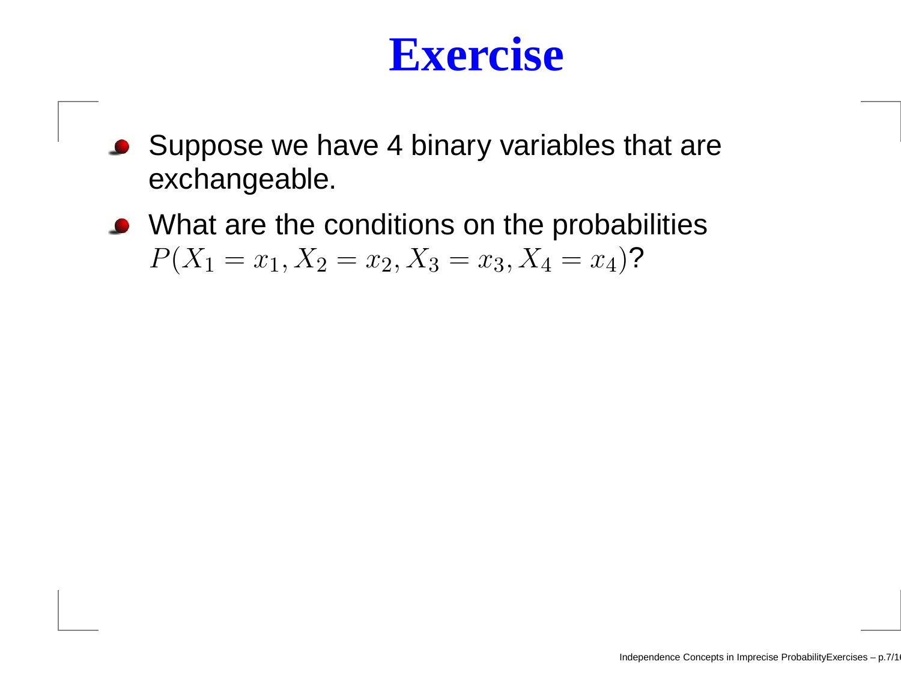# Exercise

- Suppose we have 4 binary variables that are exchangeable.
- What are the conditions on the probabilities $P(X_1 = x_1, X_2 = x_2, X_3 = x_3, X_4 = x_4)$?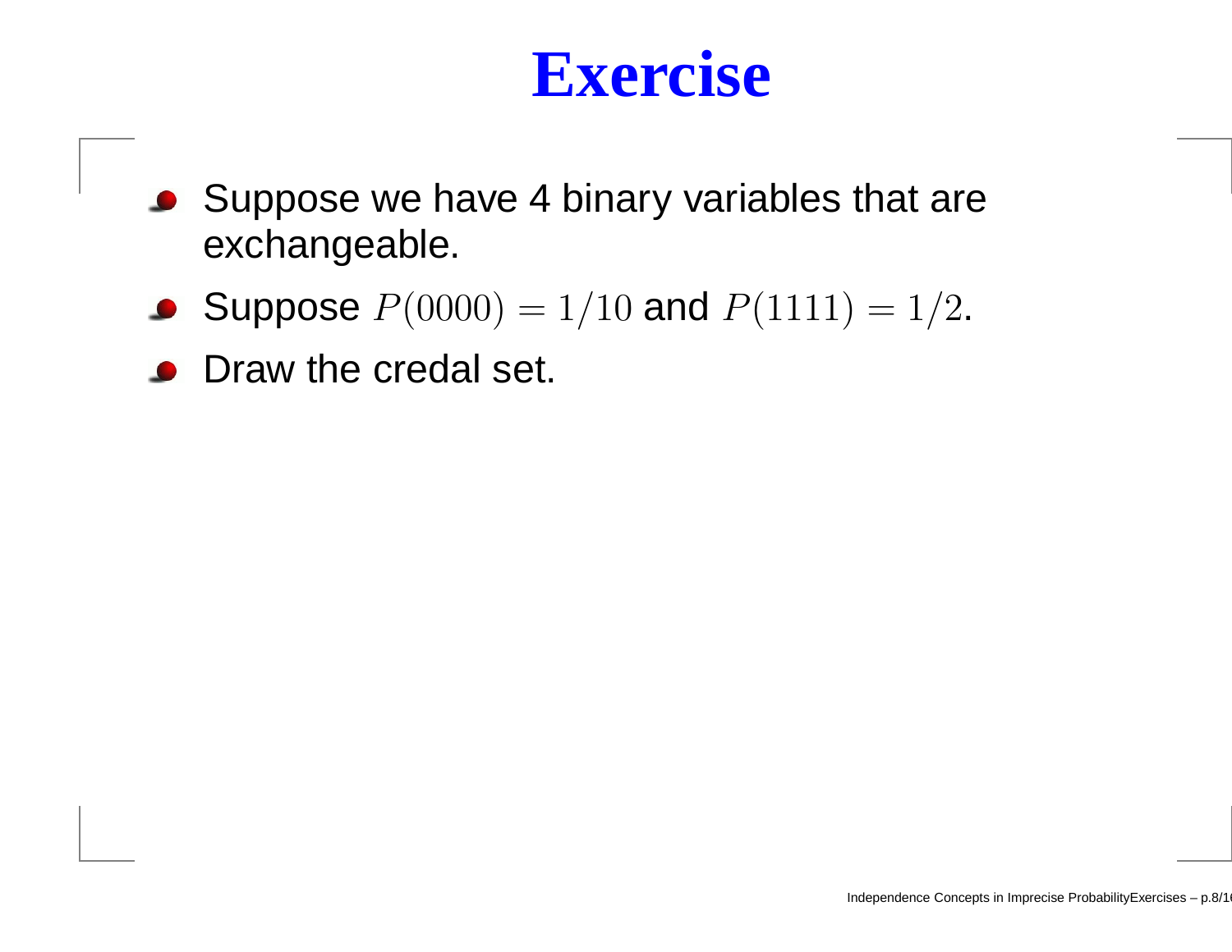# Exercise

- Suppose we have 4 binary variables that are exchangeable.
- Suppose $P(0000) = 1/10$ and $P(1111) = 1/2$.
- Draw the credal set.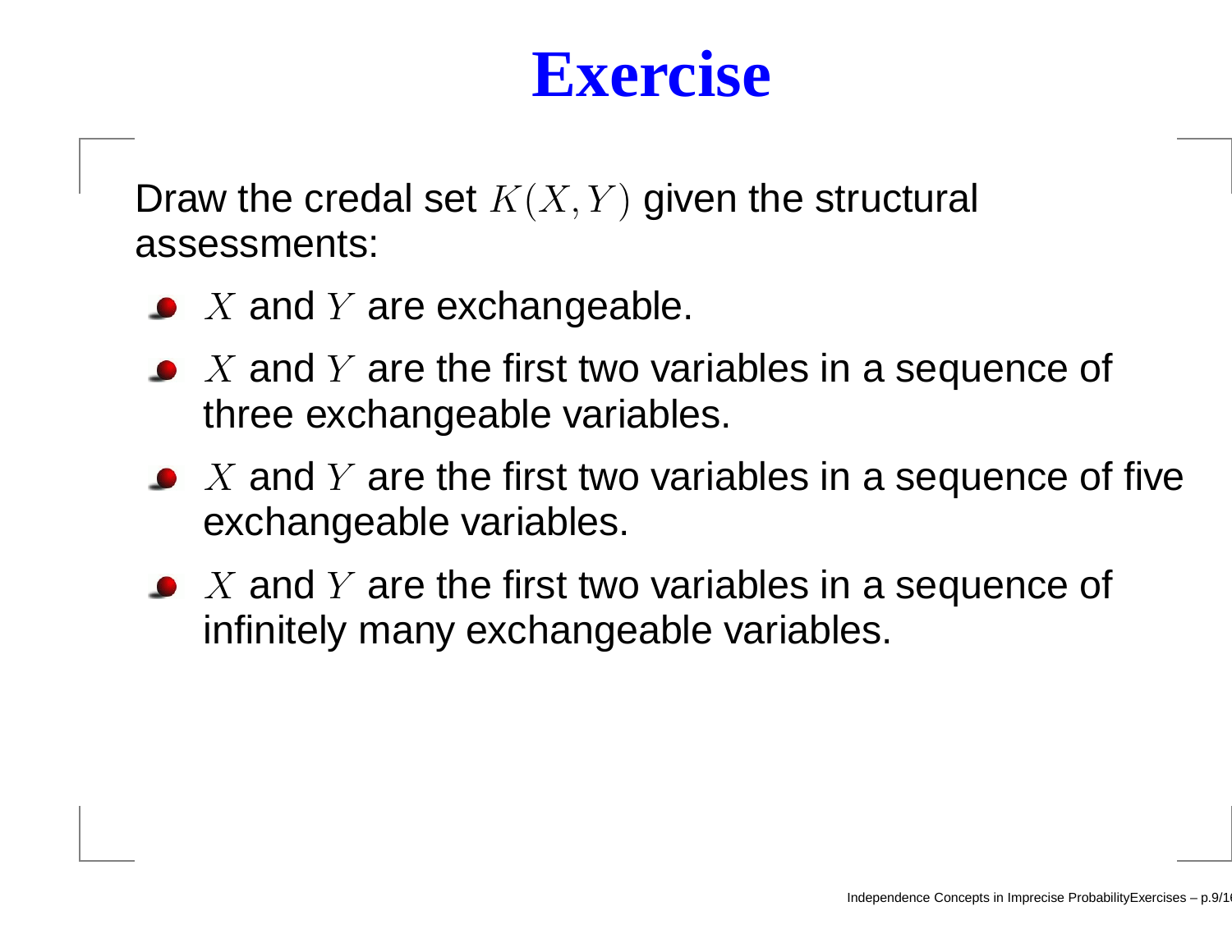# Exercise

Draw the credal set $K(X, Y)$ given the structural assessments:

- $X$ and $Y$ are exchangeable.
- $X$ and $Y$ are the first two variables in a sequence of three exchangeable variables.
- $X$ and $Y$ are the first two variables in a sequence of five exchangeable variables.
- $X$ and $Y$ are the first two variables in a sequence of infinitely many exchangeable variables.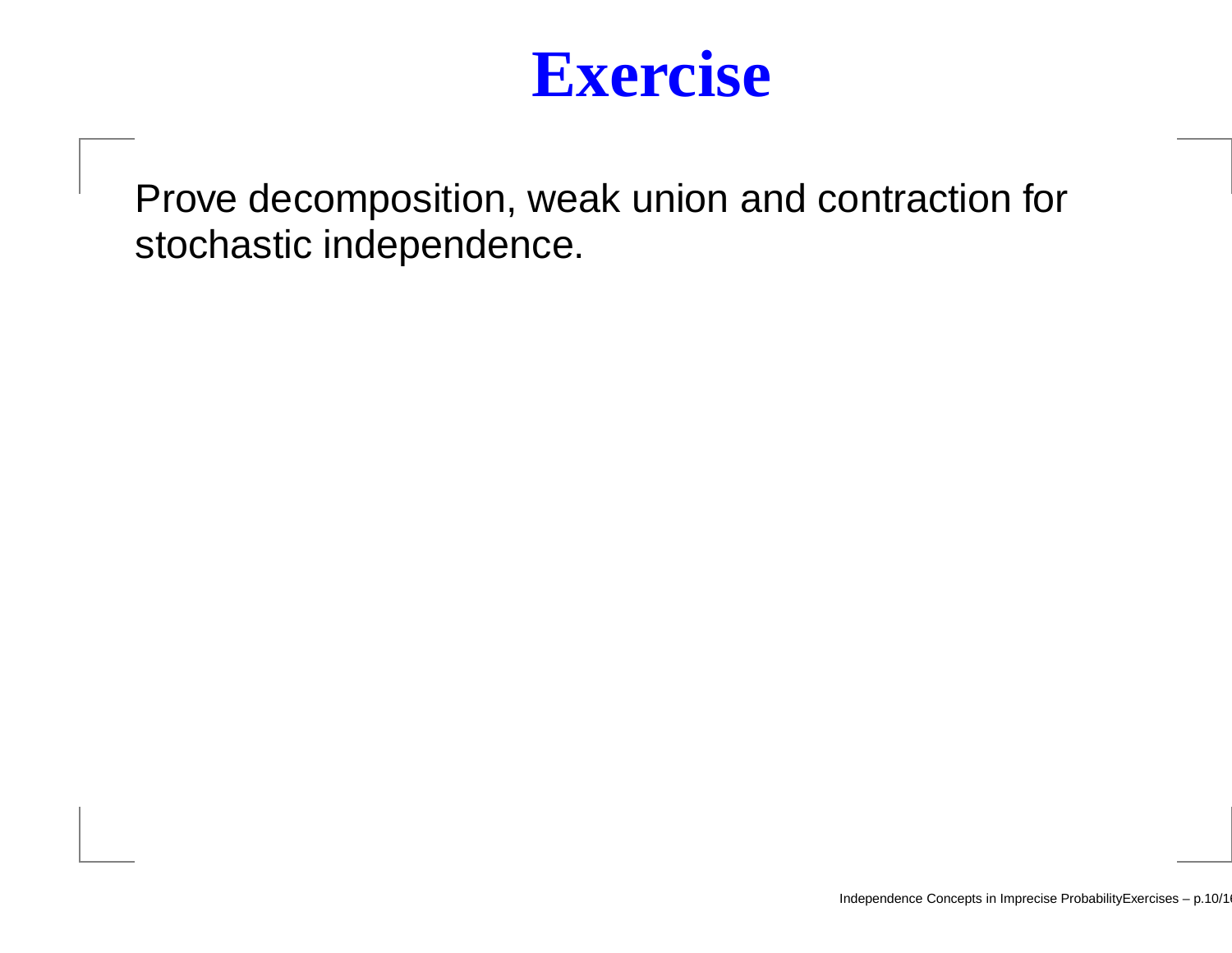# Exercise

Prove decomposition, weak union and contraction for stochastic independence.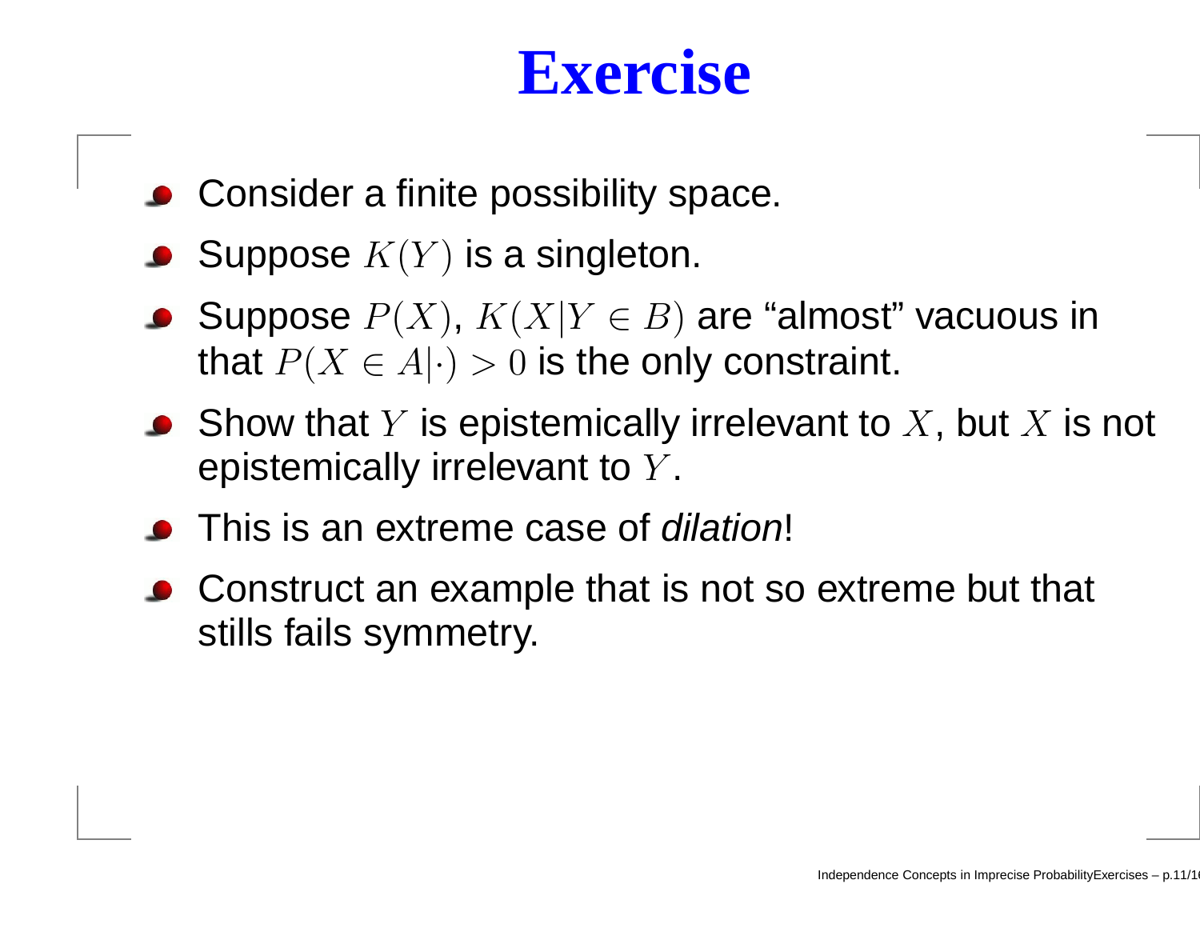# Exercise

- Consider a finite possibility space.
- Suppose $K(Y)$ is a singleton.
- Suppose $P(X)$, $K(X|Y \in B)$ are "almost" vacuous in that $P(X \in A|\cdot) > 0$ is the only constraint.
- Show that $Y$ is epistemically irrelevant to $X$, but $X$ is not epistemically irrelevant to $Y$.
- This is an extreme case of *dilation*!
- Construct an example that is not so extreme but that stills fails symmetry.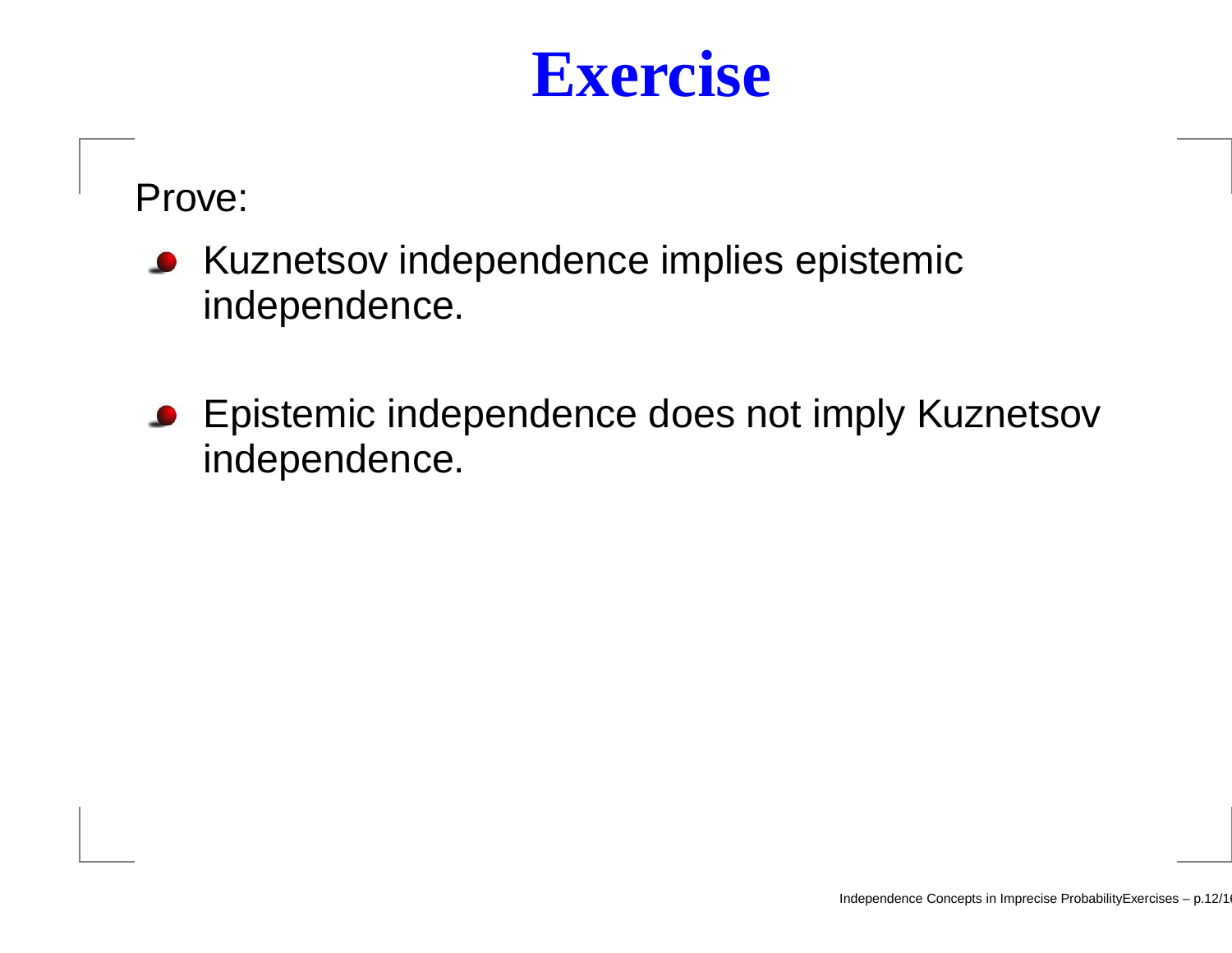# Exercise

Prove:

- Kuznetsov independence implies epistemic independence.
- Epistemic independence does not imply Kuznetsov independence.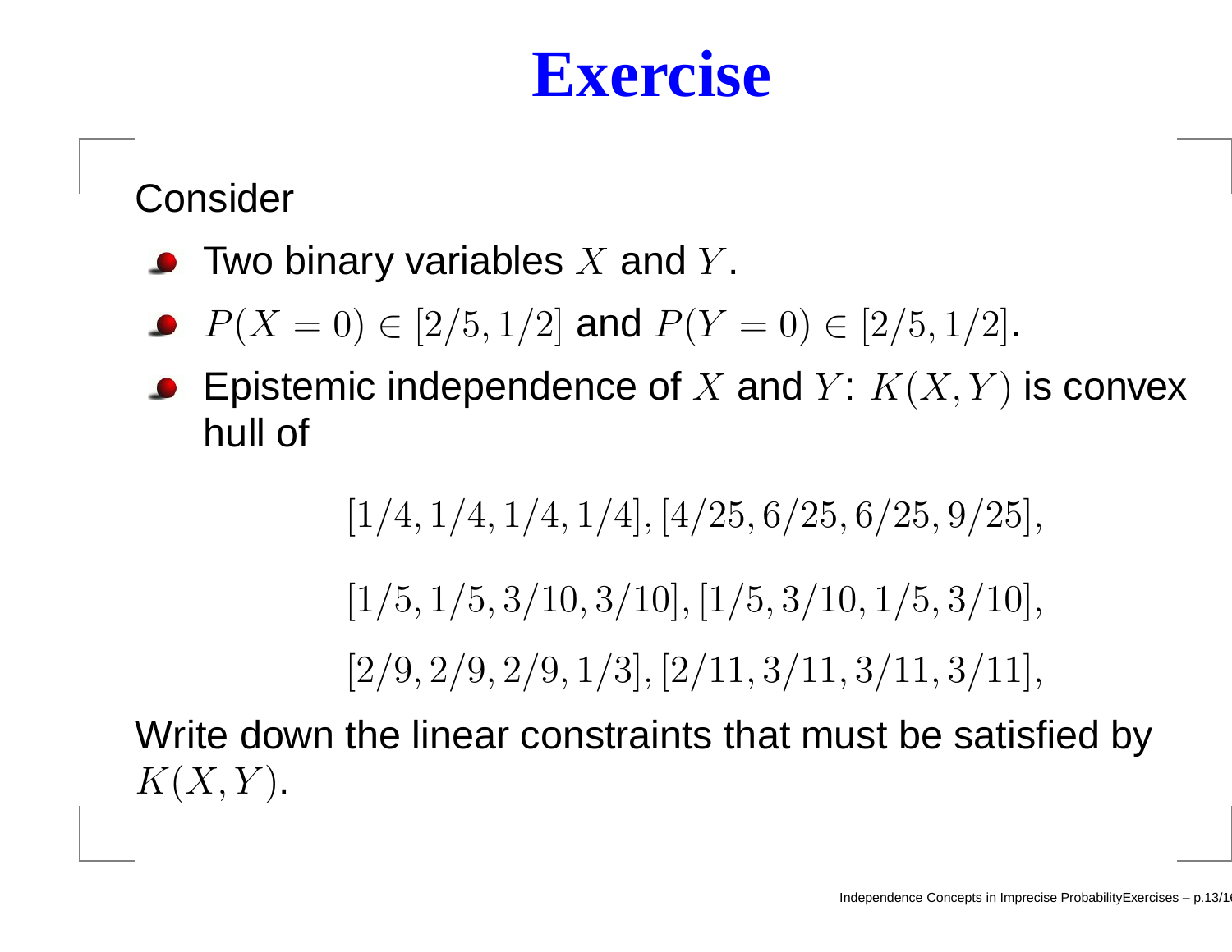# Exercise

Consider

- Two binary variables $X$ and $Y$.
- $P(X = 0) \in [2/5, 1/2]$ and $P(Y = 0) \in [2/5, 1/2]$.
- Epistemic independence of $X$ and $Y$: $K(X, Y)$ is convex hull of

$$[1/4, 1/4, 1/4, 1/4], [4/25, 6/25, 6/25, 9/25],$$

$$[1/5, 1/5, 3/10, 3/10], [1/5, 3/10, 1/5, 3/10],$$

$$[2/9, 2/9, 2/9, 1/3], [2/11, 3/11, 3/11, 3/11],$$

Write down the linear constraints that must be satisfied by $K(X, Y)$.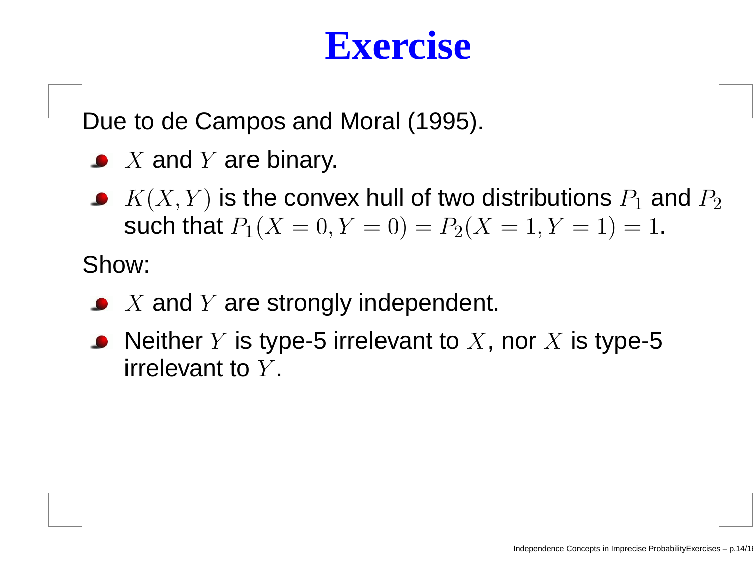# Exercise

Due to de Campos and Moral (1995).

- $X$ and $Y$ are binary.
- $K(X, Y)$ is the convex hull of two distributions $P_1$ and $P_2$ such that $P_1(X = 0, Y = 0) = P_2(X = 1, Y = 1) = 1$.

Show:

- $X$ and $Y$ are strongly independent.
- Neither $Y$ is type-5 irrelevant to $X$, nor $X$ is type-5 irrelevant to $Y$.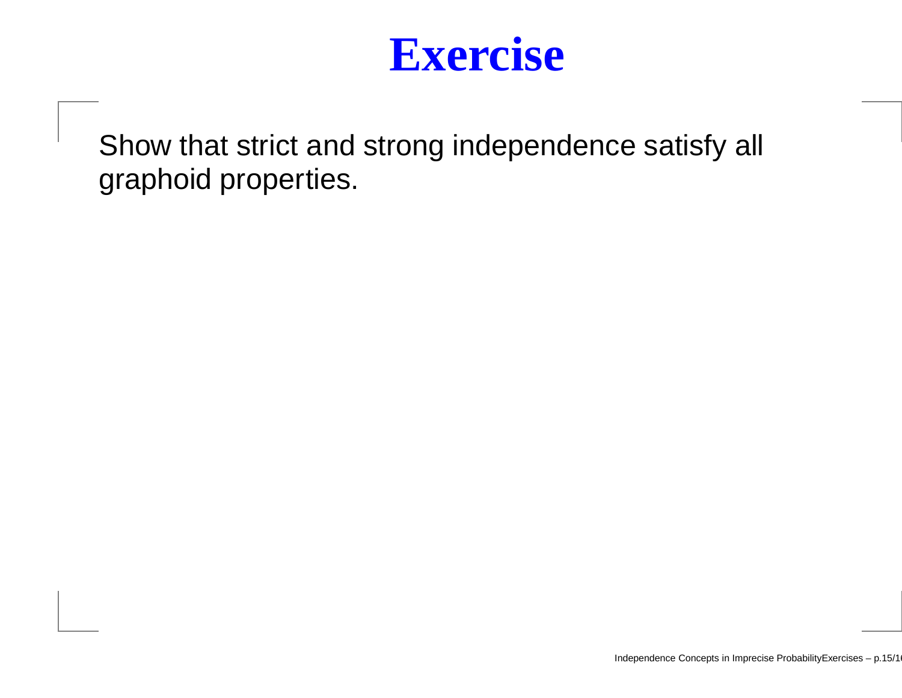# Exercise

Show that strict and strong independence satisfy all graphoid properties.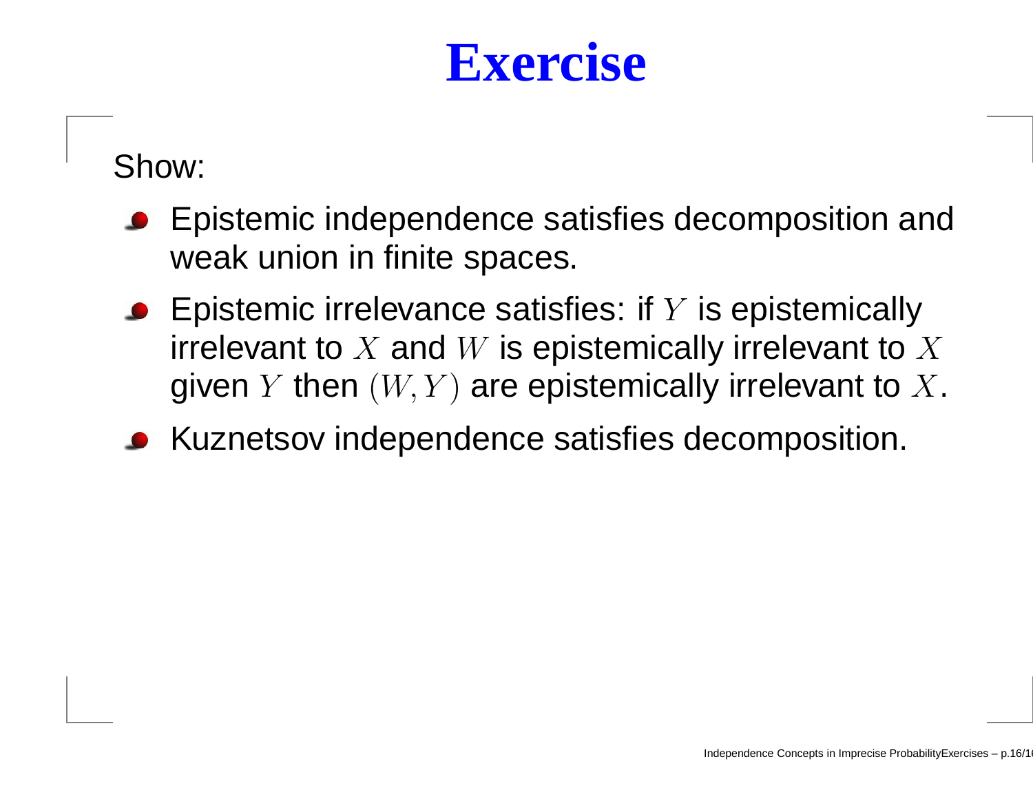# Exercise

Show:

- Epistemic independence satisfies decomposition and weak union in finite spaces.
- Epistemic irrelevance satisfies: if $Y$ is epistemically irrelevant to $X$ and $W$ is epistemically irrelevant to $X$ given $Y$ then $(W, Y)$ are epistemically irrelevant to $X$.
- Kuznetsov independence satisfies decomposition.